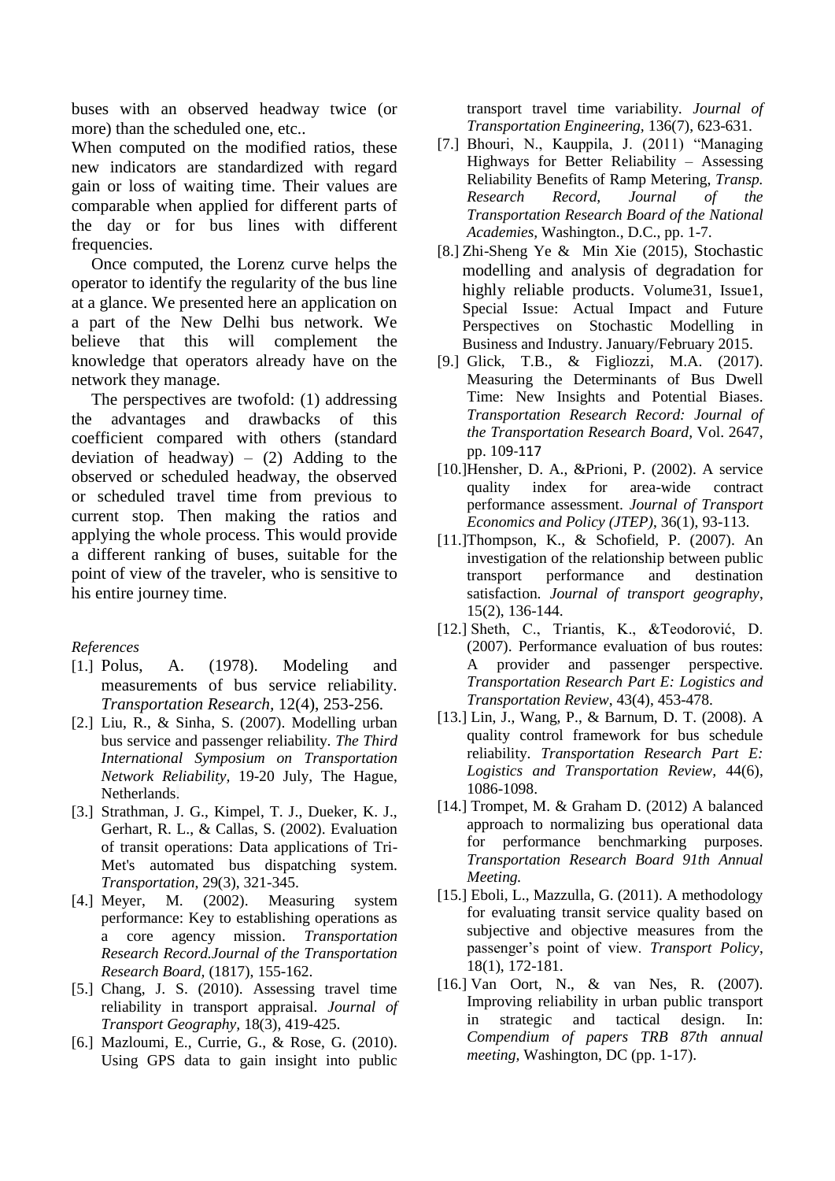buses with an observed headway twice (or more) than the scheduled one, etc..

When computed on the modified ratios, these new indicators are standardized with regard gain or loss of waiting time. Their values are comparable when applied for different parts of the day or for bus lines with different frequencies.

Once computed, the Lorenz curve helps the operator to identify the regularity of the bus line at a glance. We presented here an application on a part of the New Delhi bus network. We believe that this will complement the knowledge that operators already have on the network they manage.

The perspectives are twofold: (1) addressing the advantages and drawbacks of this coefficient compared with others (standard deviation of headway) – (2) Adding to the observed or scheduled headway, the observed or scheduled travel time from previous to current stop. Then making the ratios and applying the whole process. This would provide a different ranking of buses, suitable for the point of view of the traveler, who is sensitive to his entire journey time.

*References*

[1.] Polus, A. (1978). Modeling and measurements of bus service reliability. *Transportation Research,* 12(4), 253-256.

[2.] Liu, R., & Sinha, S. (2007). Modelling urban bus service and passenger reliability. *The Third International Symposium on Transportation Network Reliability,* 19-20 July, The Hague, Netherlands.

[3.] Strathman, J. G., Kimpel, T. J., Dueker, K. J., Gerhart, R. L., & Callas, S. (2002). Evaluation of transit operations: Data applications of Tri-Met's automated bus dispatching system. *Transportation*, 29(3), 321-345.

[4.] Meyer, M. (2002). Measuring system performance: Key to establishing operations as a core agency mission. *Transportation Research Record.Journal of the Transportation Research Board,* (1817), 155-162.

[5.] Chang, J. S. (2010). Assessing travel time reliability in transport appraisal. *Journal of Transport Geography,* 18(3), 419-425.

[6.] Mazloumi, E., Currie, G., & Rose, G. (2010). Using GPS data to gain insight into public transport travel time variability. *Journal of Transportation Engineering,* 136(7), 623-631.

[7.] Bhouri, N., Kauppila, J. (2011) "Managing Highways for Better Reliability – Assessing Reliability Benefits of Ramp Metering, *Transp. Research Record, Journal of the Transportation Research Board of the National Academies,* Washington., D.C., pp. 1-7.

[8.] Zhi-Sheng Ye & Min Xie (2015), Stochastic modelling and analysis of degradation for highly reliable products. Volume31, Issue1, Special Issue: Actual Impact and Future Perspectives on Stochastic Modelling in Business and Industry. January/February 2015.

[9.] Glick, T.B., & Figliozzi, M.A. (2017). Measuring the Determinants of Bus Dwell Time: New Insights and Potential Biases. *Transportation Research Record: Journal of the Transportation Research Board,* Vol. 2647, pp. 109-117

[10.] Hensher, D. A., &Prioni, P. (2002). A service quality index for area-wide contract performance assessment. *Journal of Transport Economics and Policy (JTEP),* 36(1), 93-113.

[11.] Thompson, K., & Schofield, P. (2007). An investigation of the relationship between public transport performance and destination satisfaction. *Journal of transport geography,* 15(2), 136-144.

[12.] Sheth, C., Triantis, K., &Teodorović, D. (2007). Performance evaluation of bus routes: A provider and passenger perspective. *Transportation Research Part E: Logistics and Transportation Review,* 43(4), 453-478.

[13.] Lin, J., Wang, P., & Barnum, D. T. (2008). A quality control framework for bus schedule reliability. *Transportation Research Part E: Logistics and Transportation Review,* 44(6), 1086-1098.

[14.] Trompet, M. & Graham D. (2012) A balanced approach to normalizing bus operational data for performance benchmarking purposes. *Transportation Research Board 91th Annual Meeting.*

[15.] Eboli, L., Mazzulla, G. (2011). A methodology for evaluating transit service quality based on subjective and objective measures from the passenger's point of view. *Transport Policy,* 18(1), 172-181.

[16.] Van Oort, N., & van Nes, R. (2007). Improving reliability in urban public transport in strategic and tactical design. In: *Compendium of papers TRB 87th annual meeting,* Washington, DC (pp. 1-17).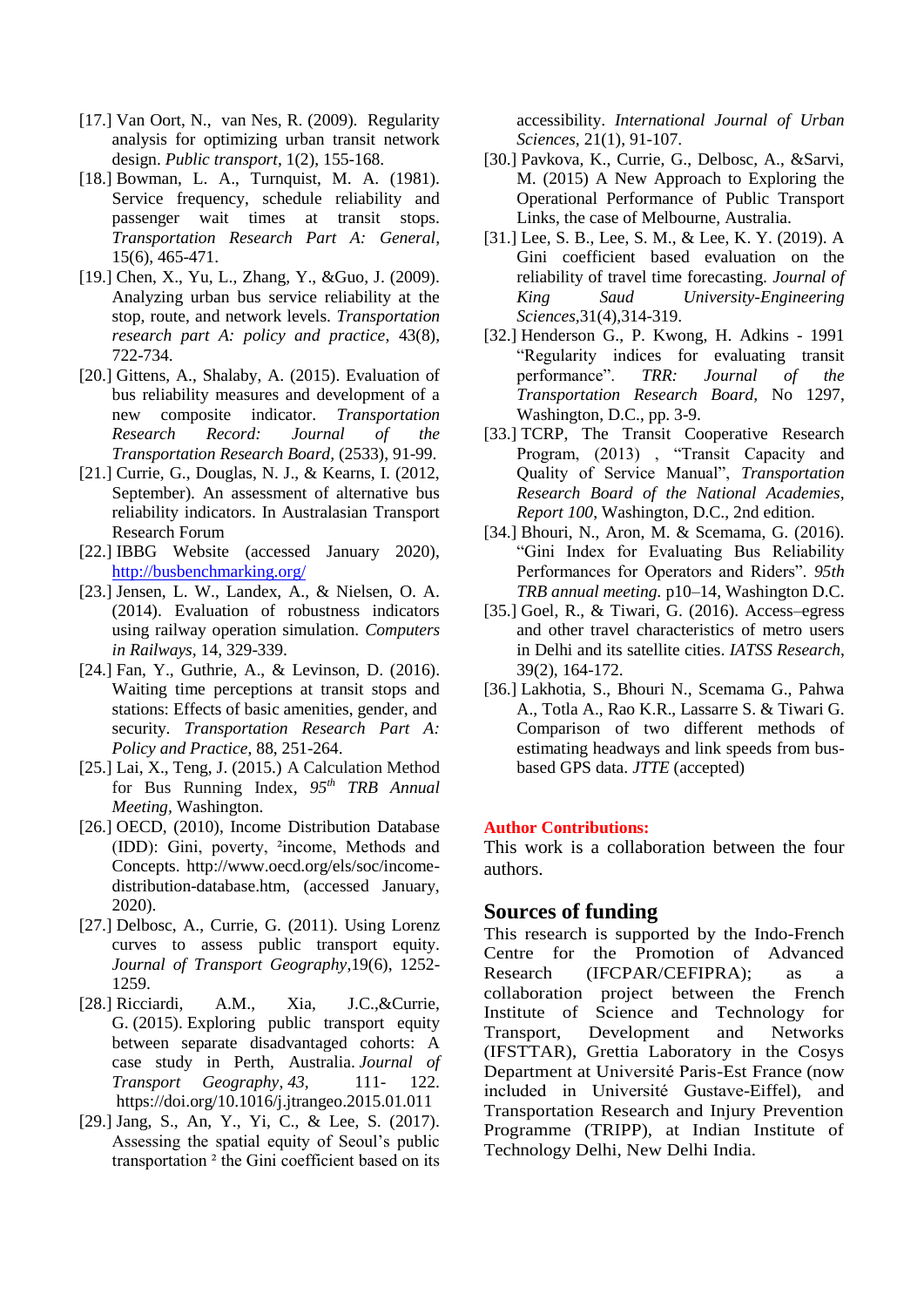[17.] Van Oort, N., van Nes, R. (2009). Regularity analysis for optimizing urban transit network design. *Public transport*, 1(2), 155-168.

[18.] Bowman, L. A., Turnquist, M. A. (1981). Service frequency, schedule reliability and passenger wait times at transit stops. *Transportation Research Part A: General*, 15(6), 465-471.

[19.] Chen, X., Yu, L., Zhang, Y., &Guo, J. (2009). Analyzing urban bus service reliability at the stop, route, and network levels. *Transportation research part A: policy and practice*, 43(8), 722-734.

[20.] Gittens, A., Shalaby, A. (2015). Evaluation of bus reliability measures and development of a new composite indicator. *Transportation Research Record: Journal of the Transportation Research Board*, (2533), 91-99.

[21.] Currie, G., Douglas, N. J. & Kearns, I. (2012, September). An assessment of alternative bus reliability indicators. In Australasian Transport Research Forum

[22.] IBBG Website (accessed January 2020), http://busbenchmarking.org/

[23.] Jensen, L. W., Landex, A., & Nielsen, O. A. (2014). Evaluation of robustness indicators using railway operation simulation. *Computers in Railways*, 14, 329-339.

[24.] Fan, Y., Guthrie, A., & Levinson, D. (2016). Waiting time perceptions at transit stops and stations: Effects of basic amenities, gender, and security. *Transportation Research Part A: Policy and Practice*, 88, 251-264.

[25.] Lai, X., Teng, J. (2015.) A Calculation Method for Bus Running Index, *95th TRB Annual Meeting*, Washington.

[26.] OECD, (2010), Income Distribution Database (IDD): Gini, poverty, ²income, Methods and Concepts. http://www.oecd.org/els/soc/income-distribution-database.htm, (accessed January, 2020).

[27.] Delbosc, A., Currie, G. (2011). Using Lorenz curves to assess public transport equity. *Journal of Transport Geography*,19(6), 1252-1259.

[28.] Ricciardi, A.M., Xia, J.C.,&Currie, G. (2015). Exploring public transport equity between separate disadvantaged cohorts: A case study in Perth, Australia. *Journal of Transport Geography*, *43*, 111- 122. https://doi.org/10.1016/j.jtrangeo.2015.01.011

[29.] Jang, S., An, Y., Yi, C., & Lee, S. (2017). Assessing the spatial equity of Seoul's public transportation ² the Gini coefficient based on its accessibility. *International Journal of Urban Sciences*, 21(1), 91-107.

[30.] Pavkova, K., Currie, G., Delbosc, A., &Sarvi, M. (2015) A New Approach to Exploring the Operational Performance of Public Transport Links, the case of Melbourne, Australia.

[31.] Lee, S. B., Lee, S. M., & Lee, K. Y. (2019). A Gini coefficient based evaluation on the reliability of travel time forecasting. *Journal of King Saud University-Engineering Sciences*,31(4),314-319.

[32.] Henderson G., P. Kwong, H. Adkins - 1991 "Regularity indices for evaluating transit performance". *TRR: Journal of the Transportation Research Board*, No 1297, Washington, D.C., pp. 3-9.

[33.] TCRP, The Transit Cooperative Research Program, (2013) , "Transit Capacity and Quality of Service Manual", *Transportation Research Board of the National Academies, Report 100*, Washington, D.C., 2nd edition.

[34.] Bhouri, N., Aron, M. & Scemama, G. (2016). "Gini Index for Evaluating Bus Reliability Performances for Operators and Riders". *95th TRB annual meeting.* p10–14, Washington D.C.

[35.] Goel, R., & Tiwari, G. (2016). Access–egress and other travel characteristics of metro users in Delhi and its satellite cities. *IATSS Research*, 39(2), 164-172.

[36.] Lakhotia, S., Bhouri N., Scemama G., Pahwa A., Totla A., Rao K.R., Lassarre S. & Tiwari G. Comparison of two different methods of estimating headways and link speeds from bus-based GPS data. *JTTE* (accepted)

**Author Contributions:**

This work is a collaboration between the four authors.

## Sources of funding

This research is supported by the Indo-French Centre for the Promotion of Advanced Research (IFCPAR/CEFIPRA); as a collaboration project between the French Institute of Science and Technology for Transport, Development and Networks (IFSTTAR), Grettia Laboratory in the Cosys Department at Université Paris-Est France (now included in Université Gustave-Eiffel), and Transportation Research and Injury Prevention Programme (TRIPP), at Indian Institute of Technology Delhi, New Delhi India.